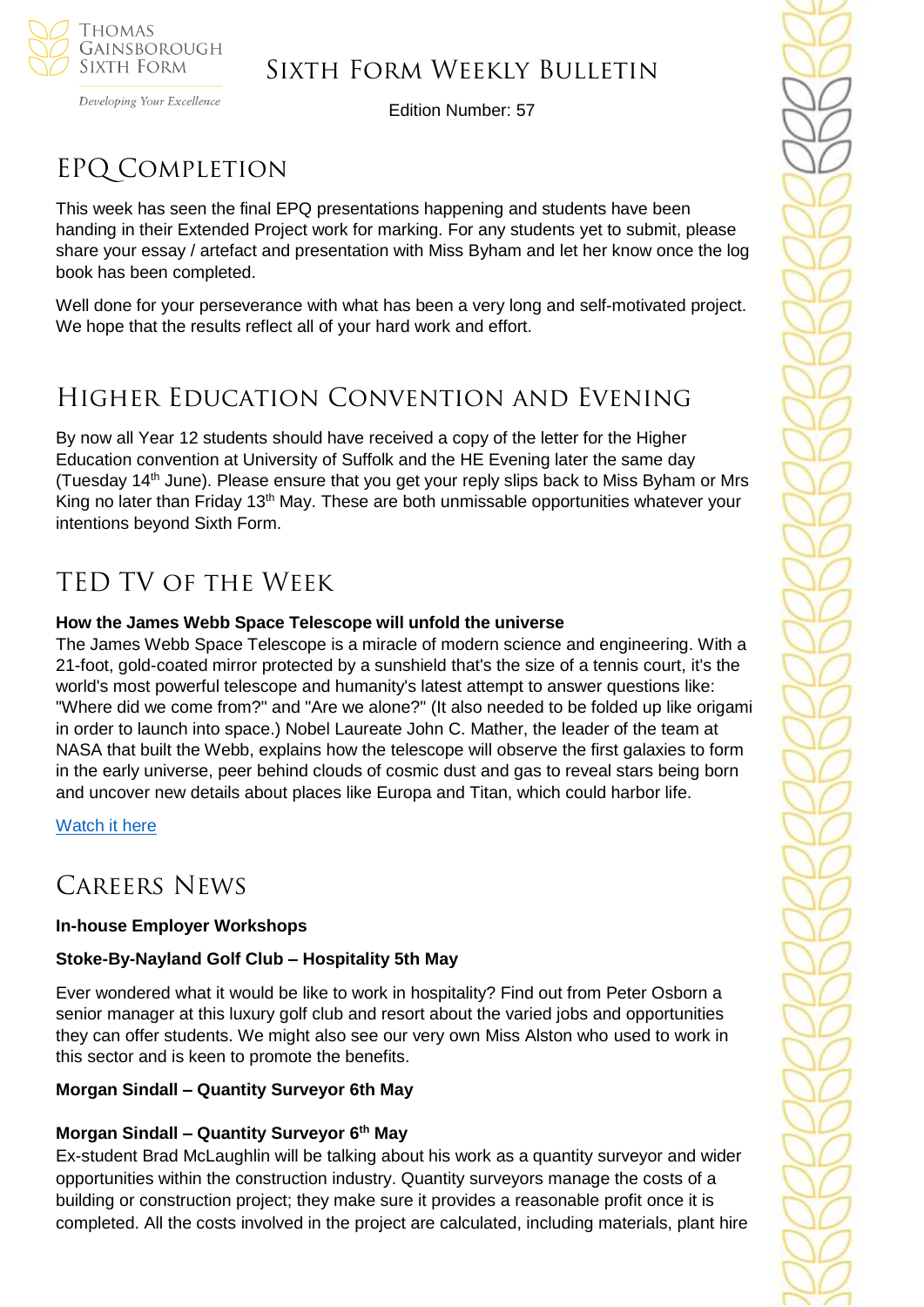# Sixth Form Weekly Bulletin

Edition Number: 57

## EPQ Completion

This week has seen the final EPQ presentations happening and students have been handing in their Extended Project work for marking. For any students yet to submit, please share your essay / artefact and presentation with Miss Byham and let her know once the log book has been completed.

Well done for your perseverance with what has been a very long and self-motivated project. We hope that the results reflect all of your hard work and effort.

## Higher Education Convention and Evening

By now all Year 12 students should have received a copy of the letter for the Higher Education convention at University of Suffolk and the HE Evening later the same day (Tuesday 14th June). Please ensure that you get your reply slips back to Miss Byham or Mrs King no later than Friday 13th May. These are both unmissable opportunities whatever your intentions beyond Sixth Form.

## TED TV of the Week

**How the James Webb Space Telescope will unfold the universe**

The James Webb Space Telescope is a miracle of modern science and engineering. With a 21-foot, gold-coated mirror protected by a sunshield that's the size of a tennis court, it's the world's most powerful telescope and humanity's latest attempt to answer questions like: "Where did we come from?" and "Are we alone?" (It also needed to be folded up like origami in order to launch into space.) Nobel Laureate John C. Mather, the leader of the team at NASA that built the Webb, explains how the telescope will observe the first galaxies to form in the early universe, peer behind clouds of cosmic dust and gas to reveal stars being born and uncover new details about places like Europa and Titan, which could harbor life.

[Watch it here]

## Careers News

**In-house Employer Workshops**

**Stoke-By-Nayland Golf Club – Hospitality 5th May**

Ever wondered what it would be like to work in hospitality? Find out from Peter Osborn a senior manager at this luxury golf club and resort about the varied jobs and opportunities they can offer students. We might also see our very own Miss Alston who used to work in this sector and is keen to promote the benefits.

**Morgan Sindall – Quantity Surveyor 6th May**

**Morgan Sindall – Quantity Surveyor 6th May**

Ex-student Brad McLaughlin will be talking about his work as a quantity surveyor and wider opportunities within the construction industry. Quantity surveyors manage the costs of a building or construction project; they make sure it provides a reasonable profit once it is completed. All the costs involved in the project are calculated, including materials, plant hire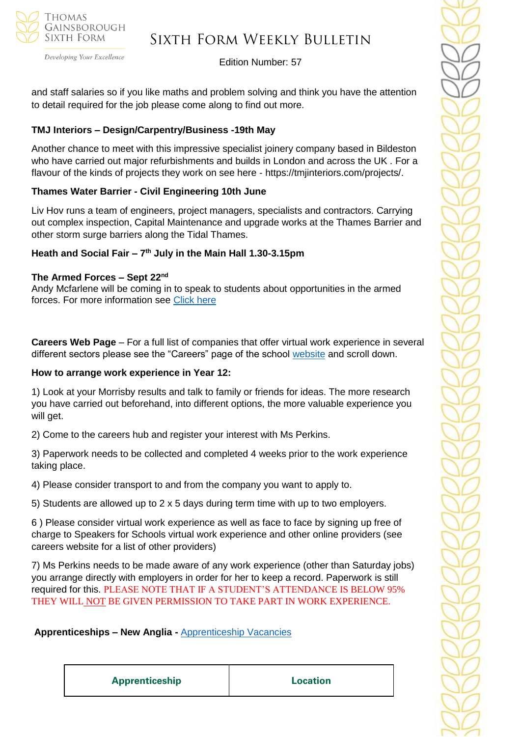and staff salaries so if you like maths and problem solving and think you have the attention to detail required for the job please come along to find out more.

**TMJ Interiors – Design/Carpentry/Business -19th May**

Another chance to meet with this impressive specialist joinery company based in Bildeston who have carried out major refurbishments and builds in London and across the UK . For a flavour of the kinds of projects they work on see here - https://tmjinteriors.com/projects/.

**Thames Water Barrier - Civil Engineering 10th June**

Liv Hov runs a team of engineers, project managers, specialists and contractors. Carrying out complex inspection, Capital Maintenance and upgrade works at the Thames Barrier and other storm surge barriers along the Tidal Thames.

**Heath and Social Fair – 7th July in the Main Hall 1.30-3.15pm**

**The Armed Forces – Sept 22nd**
Andy Mcfarlene will be coming in to speak to students about opportunities in the armed forces. For more information see [Click here]

**Careers Web Page** – For a full list of companies that offer virtual work experience in several different sectors please see the "Careers" page of the school [website] and scroll down.

**How to arrange work experience in Year 12:**

1) Look at your Morrisby results and talk to family or friends for ideas. The more research you have carried out beforehand, into different options, the more valuable experience you will get.

2) Come to the careers hub and register your interest with Ms Perkins.

3) Paperwork needs to be collected and completed 4 weeks prior to the work experience taking place.

4) Please consider transport to and from the company you want to apply to.

5) Students are allowed up to 2 x 5 days during term time with up to two employers.

6 ) Please consider virtual work experience as well as face to face by signing up free of charge to Speakers for Schools virtual work experience and other online providers (see careers website for a list of other providers)

7) Ms Perkins needs to be made aware of any work experience (other than Saturday jobs) you arrange directly with employers in order for her to keep a record. Paperwork is still required for this. PLEASE NOTE THAT IF A STUDENT'S ATTENDANCE IS BELOW 95% THEY WILL NOT BE GIVEN PERMISSION TO TAKE PART IN WORK EXPERIENCE.

**Apprenticeships – New Anglia -** [Apprenticeship Vacancies]

| Apprenticeship | Location |
|---|---|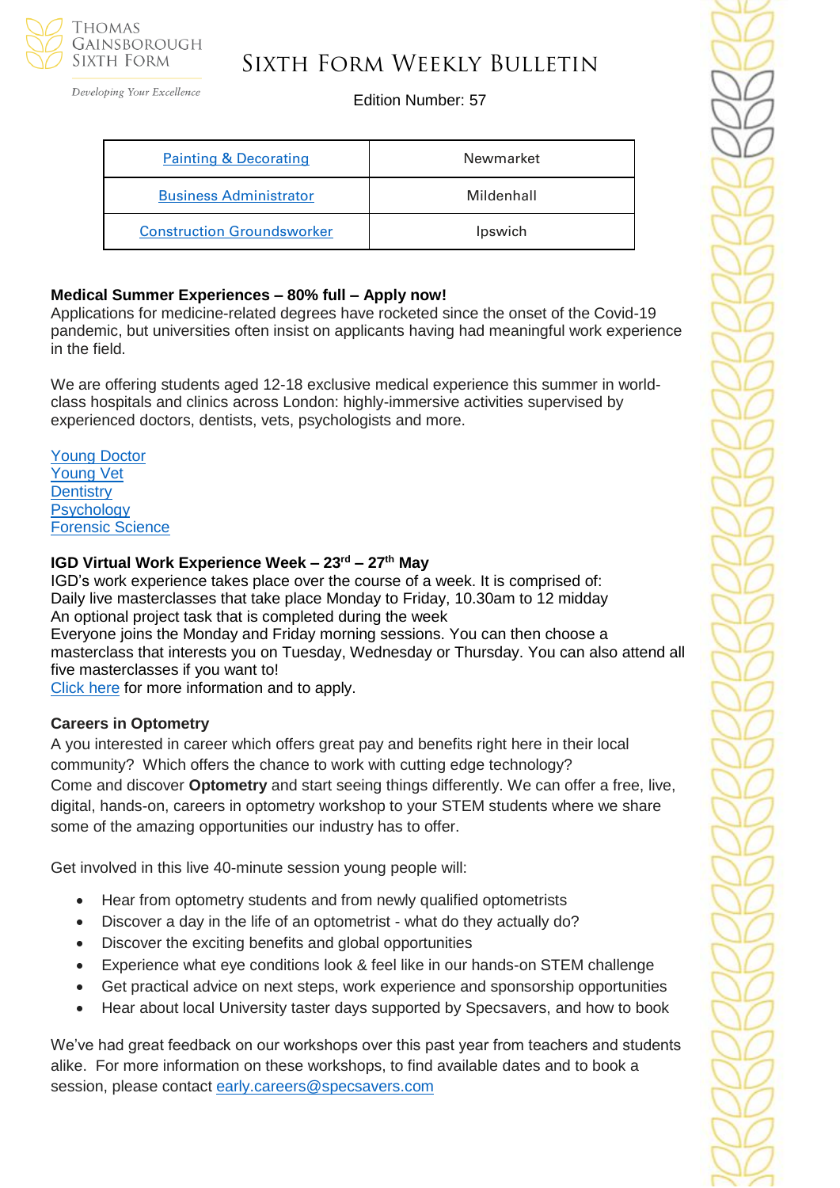| Painting & Decorating | Newmarket |
| --- | --- |
| Business Administrator | Mildenhall |
| Construction Groundsworker | Ipswich |

**Medical Summer Experiences – 80% full – Apply now!**
Applications for medicine-related degrees have rocketed since the onset of the Covid-19 pandemic, but universities often insist on applicants having had meaningful work experience in the field.

We are offering students aged 12-18 exclusive medical experience this summer in world-class hospitals and clinics across London: highly-immersive activities supervised by experienced doctors, dentists, vets, psychologists and more.

Young Doctor
Young Vet
Dentistry
Psychology
Forensic Science

**IGD Virtual Work Experience Week – 23rd – 27th May**
IGD's work experience takes place over the course of a week. It is comprised of:
Daily live masterclasses that take place Monday to Friday, 10.30am to 12 midday
An optional project task that is completed during the week
Everyone joins the Monday and Friday morning sessions. You can then choose a masterclass that interests you on Tuesday, Wednesday or Thursday. You can also attend all five masterclasses if you want to!
Click here for more information and to apply.

**Careers in Optometry**
A you interested in career which offers great pay and benefits right here in their local community? Which offers the chance to work with cutting edge technology?
Come and discover **Optometry** and start seeing things differently. We can offer a free, live, digital, hands-on, careers in optometry workshop to your STEM students where we share some of the amazing opportunities our industry has to offer.

Get involved in this live 40-minute session young people will:

- Hear from optometry students and from newly qualified optometrists
- Discover a day in the life of an optometrist - what do they actually do?
- Discover the exciting benefits and global opportunities
- Experience what eye conditions look & feel like in our hands-on STEM challenge
- Get practical advice on next steps, work experience and sponsorship opportunities
- Hear about local University taster days supported by Specsavers, and how to book

We've had great feedback on our workshops over this past year from teachers and students alike. For more information on these workshops, to find available dates and to book a session, please contact early.careers@specsavers.com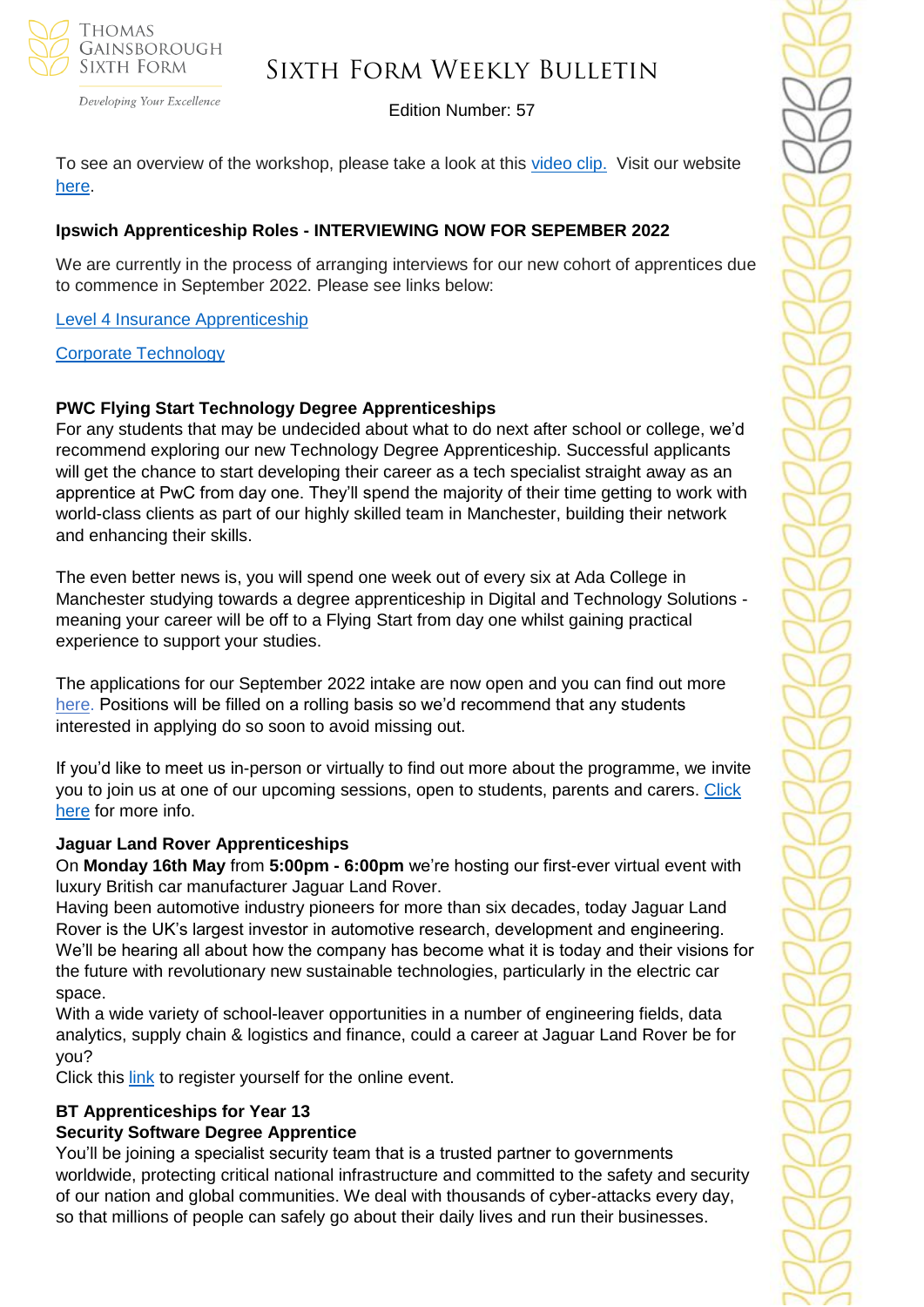To see an overview of the workshop, please take a look at this video clip. Visit our website here.

**Ipswich Apprenticeship Roles - INTERVIEWING NOW FOR SEPEMBER 2022**

We are currently in the process of arranging interviews for our new cohort of apprentices due to commence in September 2022. Please see links below:

Level 4 Insurance Apprenticeship

Corporate Technology

**PWC Flying Start Technology Degree Apprenticeships**

For any students that may be undecided about what to do next after school or college, we'd recommend exploring our new Technology Degree Apprenticeship. Successful applicants will get the chance to start developing their career as a tech specialist straight away as an apprentice at PwC from day one. They'll spend the majority of their time getting to work with world-class clients as part of our highly skilled team in Manchester, building their network and enhancing their skills.

The even better news is, you will spend one week out of every six at Ada College in Manchester studying towards a degree apprenticeship in Digital and Technology Solutions - meaning your career will be off to a Flying Start from day one whilst gaining practical experience to support your studies.

The applications for our September 2022 intake are now open and you can find out more here. Positions will be filled on a rolling basis so we'd recommend that any students interested in applying do so soon to avoid missing out.

If you'd like to meet us in-person or virtually to find out more about the programme, we invite you to join us at one of our upcoming sessions, open to students, parents and carers. Click here for more info.

**Jaguar Land Rover Apprenticeships**

On **Monday 16th May** from **5:00pm - 6:00pm** we're hosting our first-ever virtual event with luxury British car manufacturer Jaguar Land Rover.

Having been automotive industry pioneers for more than six decades, today Jaguar Land Rover is the UK's largest investor in automotive research, development and engineering. We'll be hearing all about how the company has become what it is today and their visions for the future with revolutionary new sustainable technologies, particularly in the electric car space.

With a wide variety of school-leaver opportunities in a number of engineering fields, data analytics, supply chain & logistics and finance, could a career at Jaguar Land Rover be for you?

Click this link to register yourself for the online event.

**BT Apprenticeships for Year 13**

**Security Software Degree Apprentice**

You'll be joining a specialist security team that is a trusted partner to governments worldwide, protecting critical national infrastructure and committed to the safety and security of our nation and global communities. We deal with thousands of cyber-attacks every day, so that millions of people can safely go about their daily lives and run their businesses.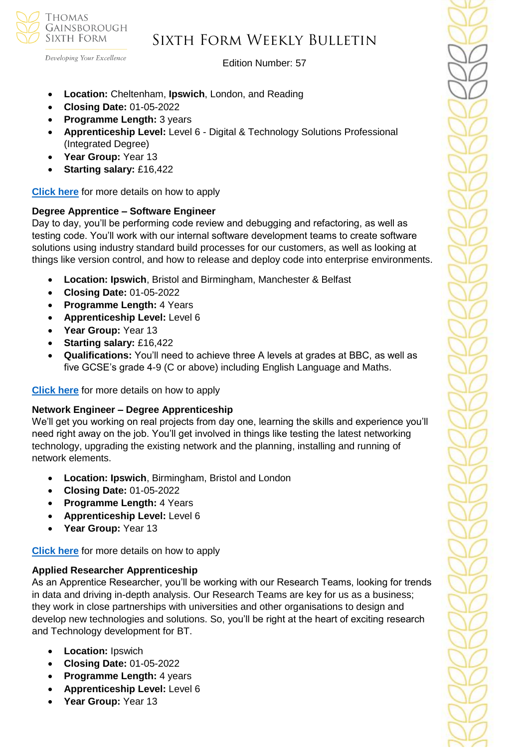- **Location:** Cheltenham, **Ipswich**, London, and Reading
- **Closing Date:** 01-05-2022
- **Programme Length:** 3 years
- **Apprenticeship Level:** Level 6 - Digital & Technology Solutions Professional (Integrated Degree)
- **Year Group:** Year 13
- **Starting salary:** £16,422

**Click here** for more details on how to apply

**Degree Apprentice – Software Engineer**

Day to day, you'll be performing code review and debugging and refactoring, as well as testing code. You'll work with our internal software development teams to create software solutions using industry standard build processes for our customers, as well as looking at things like version control, and how to release and deploy code into enterprise environments.

- **Location: Ipswich**, Bristol and Birmingham, Manchester & Belfast
- **Closing Date:** 01-05-2022
- **Programme Length:** 4 Years
- **Apprenticeship Level:** Level 6
- **Year Group:** Year 13
- **Starting salary:** £16,422
- **Qualifications:** You'll need to achieve three A levels at grades at BBC, as well as five GCSE's grade 4-9 (C or above) including English Language and Maths.

**Click here** for more details on how to apply

**Network Engineer – Degree Apprenticeship**

We'll get you working on real projects from day one, learning the skills and experience you'll need right away on the job. You'll get involved in things like testing the latest networking technology, upgrading the existing network and the planning, installing and running of network elements.

- **Location: Ipswich**, Birmingham, Bristol and London
- **Closing Date:** 01-05-2022
- **Programme Length:** 4 Years
- **Apprenticeship Level:** Level 6
- **Year Group:** Year 13

**Click here** for more details on how to apply

**Applied Researcher Apprenticeship**

As an Apprentice Researcher, you'll be working with our Research Teams, looking for trends in data and driving in-depth analysis. Our Research Teams are key for us as a business; they work in close partnerships with universities and other organisations to design and develop new technologies and solutions. So, you'll be right at the heart of exciting research and Technology development for BT.

- **Location:** Ipswich
- **Closing Date:** 01-05-2022
- **Programme Length:** 4 years
- **Apprenticeship Level:** Level 6
- **Year Group:** Year 13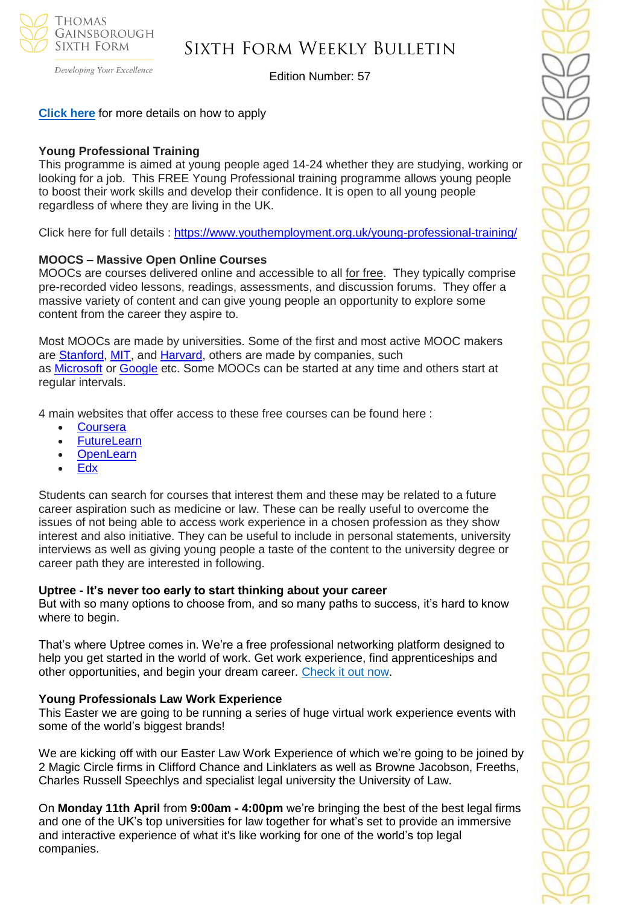**Click here** for more details on how to apply

**Young Professional Training**

This programme is aimed at young people aged 14-24 whether they are studying, working or looking for a job. This FREE Young Professional training programme allows young people to boost their work skills and develop their confidence. It is open to all young people regardless of where they are living in the UK.

Click here for full details : https://www.youthemployment.org.uk/young-professional-training/

**MOOCS – Massive Open Online Courses**

MOOCs are courses delivered online and accessible to all for free. They typically comprise pre-recorded video lessons, readings, assessments, and discussion forums. They offer a massive variety of content and can give young people an opportunity to explore some content from the career they aspire to.

Most MOOCs are made by universities. Some of the first and most active MOOC makers are Stanford, MIT, and Harvard, others are made by companies, such as Microsoft or Google etc. Some MOOCs can be started at any time and others start at regular intervals.

4 main websites that offer access to these free courses can be found here :

- Coursera
- FutureLearn
- OpenLearn
- Edx

Students can search for courses that interest them and these may be related to a future career aspiration such as medicine or law. These can be really useful to overcome the issues of not being able to access work experience in a chosen profession as they show interest and also initiative. They can be useful to include in personal statements, university interviews as well as giving young people a taste of the content to the university degree or career path they are interested in following.

**Uptree - It's never too early to start thinking about your career**

But with so many options to choose from, and so many paths to success, it's hard to know where to begin.

That's where Uptree comes in. We're a free professional networking platform designed to help you get started in the world of work. Get work experience, find apprenticeships and other opportunities, and begin your dream career. Check it out now.

**Young Professionals Law Work Experience**

This Easter we are going to be running a series of huge virtual work experience events with some of the world's biggest brands!

We are kicking off with our Easter Law Work Experience of which we're going to be joined by 2 Magic Circle firms in Clifford Chance and Linklaters as well as Browne Jacobson, Freeths, Charles Russell Speechlys and specialist legal university the University of Law.

On **Monday 11th April** from **9:00am - 4:00pm** we're bringing the best of the best legal firms and one of the UK's top universities for law together for what's set to provide an immersive and interactive experience of what it's like working for one of the world's top legal companies.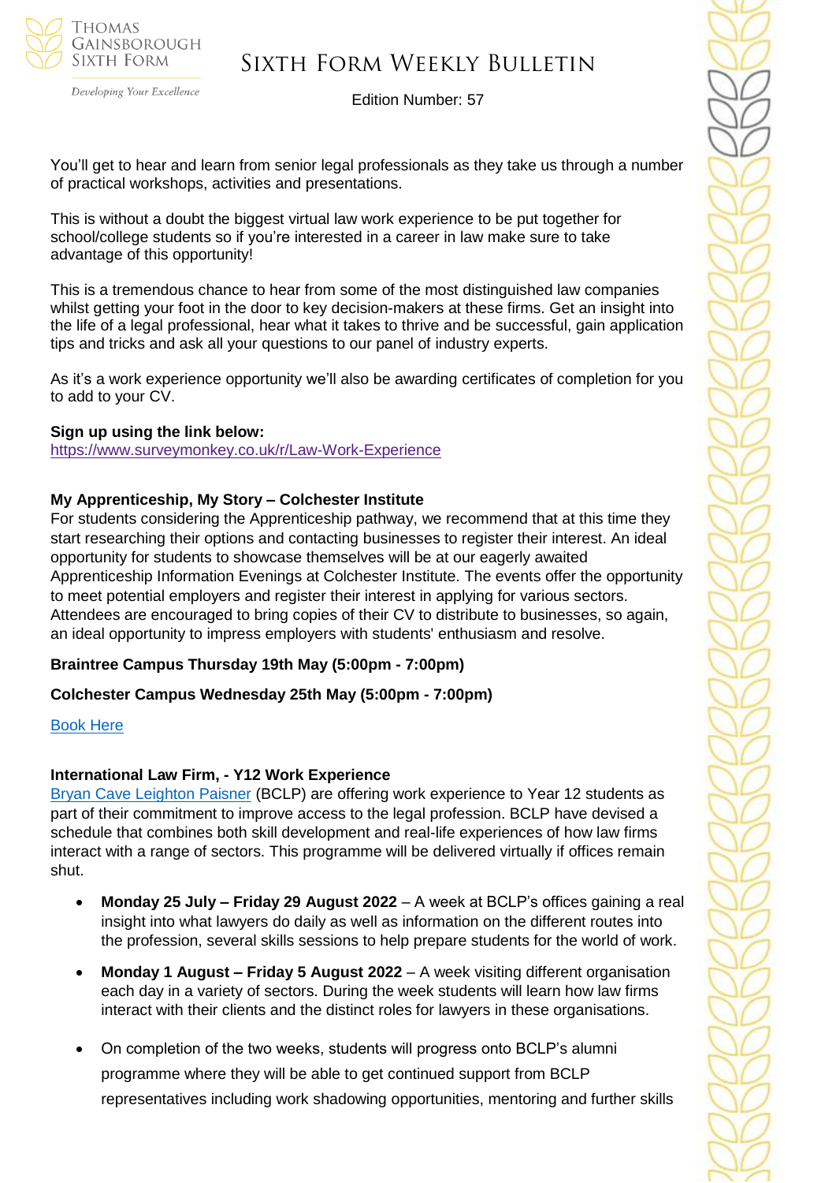You'll get to hear and learn from senior legal professionals as they take us through a number of practical workshops, activities and presentations.

This is without a doubt the biggest virtual law work experience to be put together for school/college students so if you're interested in a career in law make sure to take advantage of this opportunity!

This is a tremendous chance to hear from some of the most distinguished law companies whilst getting your foot in the door to key decision-makers at these firms. Get an insight into the life of a legal professional, hear what it takes to thrive and be successful, gain application tips and tricks and ask all your questions to our panel of industry experts.

As it's a work experience opportunity we'll also be awarding certificates of completion for you to add to your CV.

**Sign up using the link below:**
https://www.surveymonkey.co.uk/r/Law-Work-Experience

### My Apprenticeship, My Story – Colchester Institute

For students considering the Apprenticeship pathway, we recommend that at this time they start researching their options and contacting businesses to register their interest. An ideal opportunity for students to showcase themselves will be at our eagerly awaited Apprenticeship Information Evenings at Colchester Institute. The events offer the opportunity to meet potential employers and register their interest in applying for various sectors. Attendees are encouraged to bring copies of their CV to distribute to businesses, so again, an ideal opportunity to impress employers with students' enthusiasm and resolve.

**Braintree Campus Thursday 19th May (5:00pm - 7:00pm)**

**Colchester Campus Wednesday 25th May (5:00pm - 7:00pm)**

Book Here

### International Law Firm, - Y12 Work Experience

Bryan Cave Leighton Paisner (BCLP) are offering work experience to Year 12 students as part of their commitment to improve access to the legal profession. BCLP have devised a schedule that combines both skill development and real-life experiences of how law firms interact with a range of sectors. This programme will be delivered virtually if offices remain shut.

- **Monday 25 July – Friday 29 August 2022** – A week at BCLP's offices gaining a real insight into what lawyers do daily as well as information on the different routes into the profession, several skills sessions to help prepare students for the world of work.
- **Monday 1 August – Friday 5 August 2022** – A week visiting different organisation each day in a variety of sectors. During the week students will learn how law firms interact with their clients and the distinct roles for lawyers in these organisations.
- On completion of the two weeks, students will progress onto BCLP's alumni programme where they will be able to get continued support from BCLP representatives including work shadowing opportunities, mentoring and further skills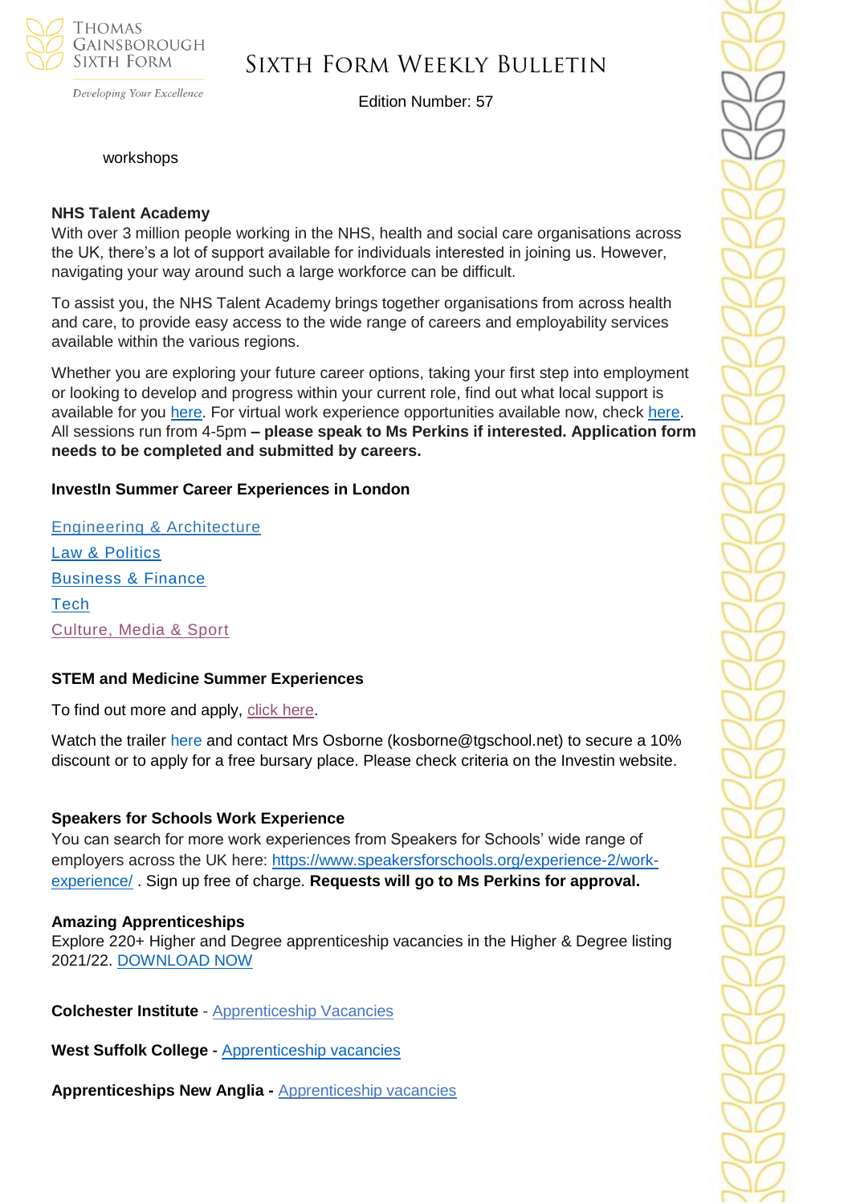workshops

**NHS Talent Academy**

With over 3 million people working in the NHS, health and social care organisations across the UK, there's a lot of support available for individuals interested in joining us. However, navigating your way around such a large workforce can be difficult.

To assist you, the NHS Talent Academy brings together organisations from across health and care, to provide easy access to the wide range of careers and employability services available within the various regions.

Whether you are exploring your future career options, taking your first step into employment or looking to develop and progress within your current role, find out what local support is available for you here. For virtual work experience opportunities available now, check here. All sessions run from 4-5pm **– please speak to Ms Perkins if interested. Application form needs to be completed and submitted by careers.**

**InvestIn Summer Career Experiences in London**

Engineering & Architecture

Law & Politics

Business & Finance

Tech

Culture, Media & Sport

**STEM and Medicine Summer Experiences**

To find out more and apply, click here.

Watch the trailer here and contact Mrs Osborne (kosborne@tgschool.net) to secure a 10% discount or to apply for a free bursary place. Please check criteria on the Investin website.

**Speakers for Schools Work Experience**

You can search for more work experiences from Speakers for Schools' wide range of employers across the UK here: https://www.speakersforschools.org/experience-2/work-experience/ . Sign up free of charge. **Requests will go to Ms Perkins for approval.**

**Amazing Apprenticeships**

Explore 220+ Higher and Degree apprenticeship vacancies in the Higher & Degree listing 2021/22. DOWNLOAD NOW

**Colchester Institute** - Apprenticeship Vacancies

**West Suffolk College -** Apprenticeship vacancies

**Apprenticeships New Anglia -** Apprenticeship vacancies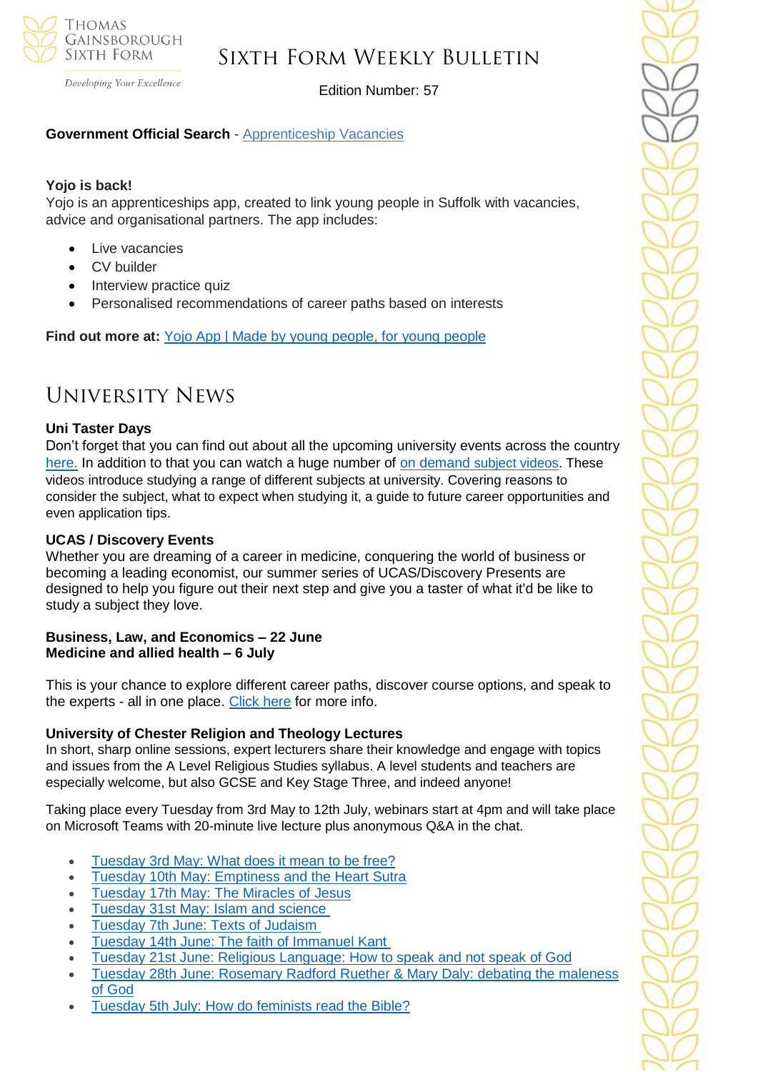**Government Official Search** - Apprenticeship Vacancies

**Yojo is back!**
Yojo is an apprenticeships app, created to link young people in Suffolk with vacancies, advice and organisational partners. The app includes:

- Live vacancies
- CV builder
- Interview practice quiz
- Personalised recommendations of career paths based on interests

**Find out more at:** Yojo App | Made by young people, for young people

# University News

**Uni Taster Days**
Don't forget that you can find out about all the upcoming university events across the country here. In addition to that you can watch a huge number of on demand subject videos. These videos introduce studying a range of different subjects at university. Covering reasons to consider the subject, what to expect when studying it, a guide to future career opportunities and even application tips.

**UCAS / Discovery Events**
Whether you are dreaming of a career in medicine, conquering the world of business or becoming a leading economist, our summer series of UCAS/Discovery Presents are designed to help you figure out their next step and give you a taster of what it'd be like to study a subject they love.

**Business, Law, and Economics – 22 June**
**Medicine and allied health – 6 July**

This is your chance to explore different career paths, discover course options, and speak to the experts - all in one place. Click here for more info.

**University of Chester Religion and Theology Lectures**
In short, sharp online sessions, expert lecturers share their knowledge and engage with topics and issues from the A Level Religious Studies syllabus. A level students and teachers are especially welcome, but also GCSE and Key Stage Three, and indeed anyone!

Taking place every Tuesday from 3rd May to 12th July, webinars start at 4pm and will take place on Microsoft Teams with 20-minute live lecture plus anonymous Q&A in the chat.

- Tuesday 3rd May: What does it mean to be free?
- Tuesday 10th May: Emptiness and the Heart Sutra
- Tuesday 17th May: The Miracles of Jesus
- Tuesday 31st May: Islam and science
- Tuesday 7th June: Texts of Judaism
- Tuesday 14th June: The faith of Immanuel Kant
- Tuesday 21st June: Religious Language: How to speak and not speak of God
- Tuesday 28th June: Rosemary Radford Ruether & Mary Daly: debating the maleness of God
- Tuesday 5th July: How do feminists read the Bible?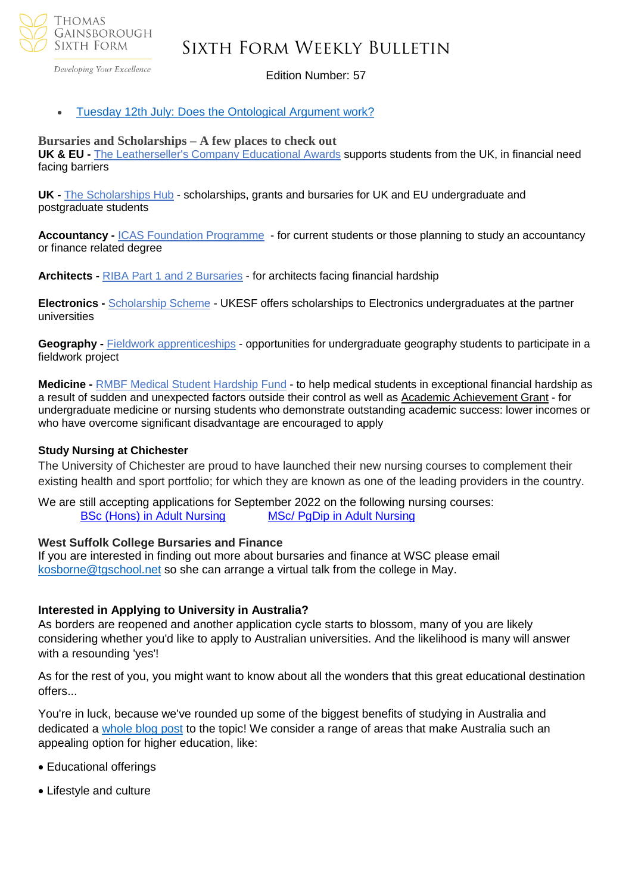- Tuesday 12th July: Does the Ontological Argument work?

### Bursaries and Scholarships – A few places to check out

**UK & EU -** The Leatherseller's Company Educational Awards supports students from the UK, in financial need facing barriers

**UK -** The Scholarships Hub - scholarships, grants and bursaries for UK and EU undergraduate and postgraduate students

**Accountancy -** ICAS Foundation Programme - for current students or those planning to study an accountancy or finance related degree

**Architects -** RIBA Part 1 and 2 Bursaries - for architects facing financial hardship

**Electronics -** Scholarship Scheme - UKESF offers scholarships to Electronics undergraduates at the partner universities

**Geography -** Fieldwork apprenticeships - opportunities for undergraduate geography students to participate in a fieldwork project

**Medicine -** RMBF Medical Student Hardship Fund - to help medical students in exceptional financial hardship as a result of sudden and unexpected factors outside their control as well as Academic Achievement Grant - for undergraduate medicine or nursing students who demonstrate outstanding academic success: lower incomes or who have overcome significant disadvantage are encouraged to apply

### Study Nursing at Chichester

The University of Chichester are proud to have launched their new nursing courses to complement their existing health and sport portfolio; for which they are known as one of the leading providers in the country.

We are still accepting applications for September 2022 on the following nursing courses:
BSc (Hons) in Adult Nursing    MSc/ PgDip in Adult Nursing

### West Suffolk College Bursaries and Finance

If you are interested in finding out more about bursaries and finance at WSC please email kosborne@tgschool.net so she can arrange a virtual talk from the college in May.

### Interested in Applying to University in Australia?

As borders are reopened and another application cycle starts to blossom, many of you are likely considering whether you'd like to apply to Australian universities. And the likelihood is many will answer with a resounding 'yes'!

As for the rest of you, you might want to know about all the wonders that this great educational destination offers...

You're in luck, because we've rounded up some of the biggest benefits of studying in Australia and dedicated a whole blog post to the topic! We consider a range of areas that make Australia such an appealing option for higher education, like:

- Educational offerings
- Lifestyle and culture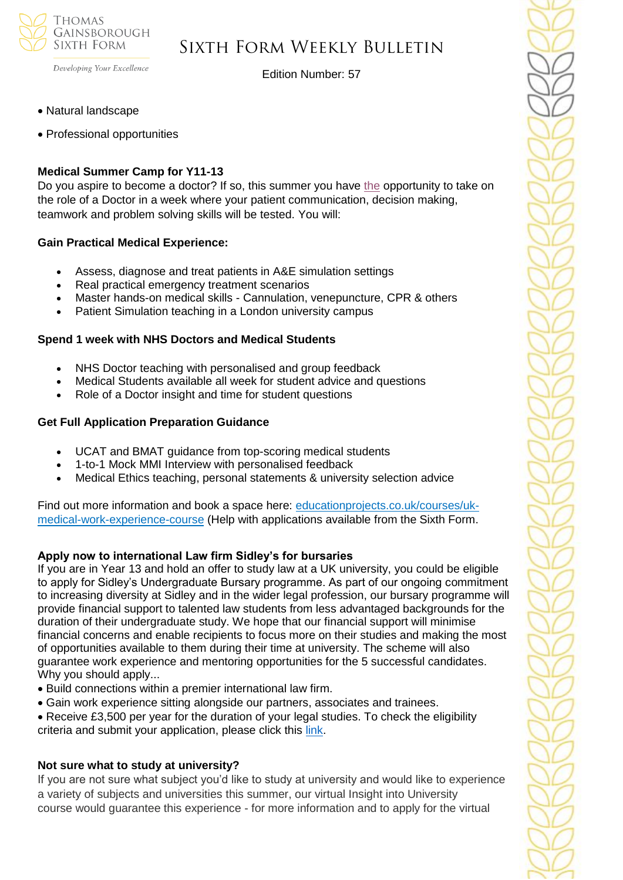- Natural landscape
- Professional opportunities

**Medical Summer Camp for Y11-13**
Do you aspire to become a doctor? If so, this summer you have the opportunity to take on the role of a Doctor in a week where your patient communication, decision making, teamwork and problem solving skills will be tested. You will:

**Gain Practical Medical Experience:**

- Assess, diagnose and treat patients in A&E simulation settings
- Real practical emergency treatment scenarios
- Master hands-on medical skills - Cannulation, venepuncture, CPR & others
- Patient Simulation teaching in a London university campus

**Spend 1 week with NHS Doctors and Medical Students**

- NHS Doctor teaching with personalised and group feedback
- Medical Students available all week for student advice and questions
- Role of a Doctor insight and time for student questions

**Get Full Application Preparation Guidance**

- UCAT and BMAT guidance from top-scoring medical students
- 1-to-1 Mock MMI Interview with personalised feedback
- Medical Ethics teaching, personal statements & university selection advice

Find out more information and book a space here: educationprojects.co.uk/courses/uk-medical-work-experience-course (Help with applications available from the Sixth Form.

**Apply now to international Law firm Sidley's for bursaries**
If you are in Year 13 and hold an offer to study law at a UK university, you could be eligible to apply for Sidley's Undergraduate Bursary programme. As part of our ongoing commitment to increasing diversity at Sidley and in the wider legal profession, our bursary programme will provide financial support to talented law students from less advantaged backgrounds for the duration of their undergraduate study. We hope that our financial support will minimise financial concerns and enable recipients to focus more on their studies and making the most of opportunities available to them during their time at university. The scheme will also guarantee work experience and mentoring opportunities for the 5 successful candidates.
Why you should apply...

- Build connections within a premier international law firm.
- Gain work experience sitting alongside our partners, associates and trainees.
- Receive £3,500 per year for the duration of your legal studies. To check the eligibility criteria and submit your application, please click this link.

**Not sure what to study at university?**
If you are not sure what subject you'd like to study at university and would like to experience a variety of subjects and universities this summer, our virtual Insight into University course would guarantee this experience - for more information and to apply for the virtual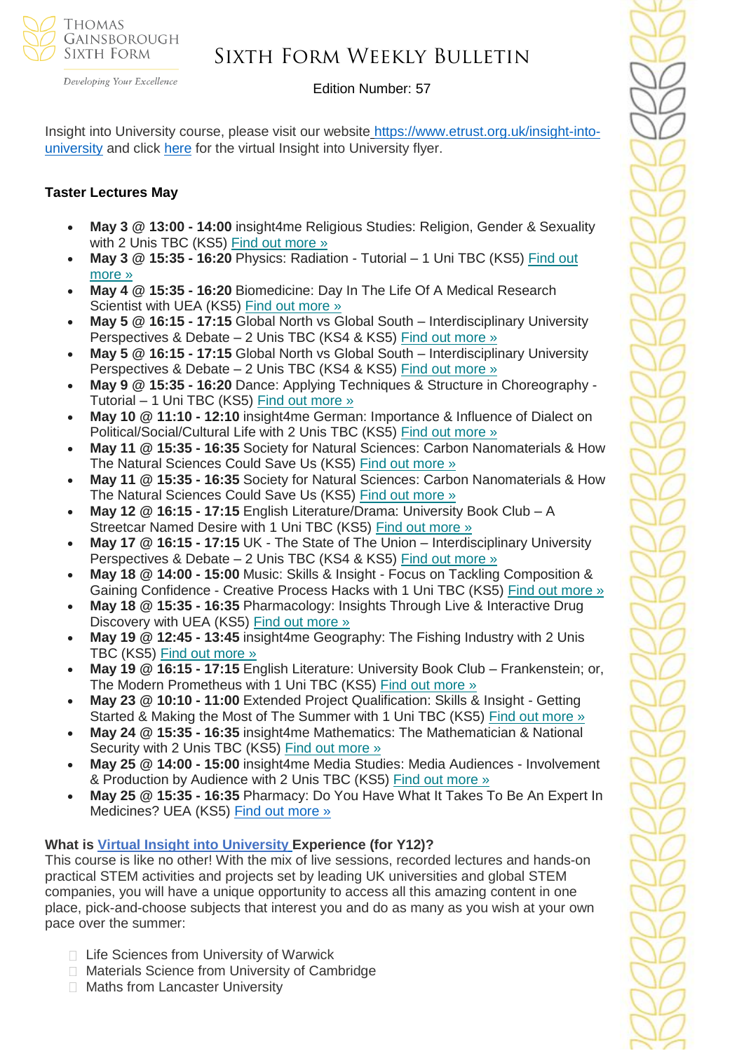Insight into University course, please visit our website https://www.etrust.org.uk/insight-into-university and click here for the virtual Insight into University flyer.

**Taster Lectures May**

- **May 3 @ 13:00 - 14:00** insight4me Religious Studies: Religion, Gender & Sexuality with 2 Unis TBC (KS5) Find out more »
- **May 3 @ 15:35 - 16:20** Physics: Radiation - Tutorial – 1 Uni TBC (KS5) Find out more »
- **May 4 @ 15:35 - 16:20** Biomedicine: Day In The Life Of A Medical Research Scientist with UEA (KS5) Find out more »
- **May 5 @ 16:15 - 17:15** Global North vs Global South – Interdisciplinary University Perspectives & Debate – 2 Unis TBC (KS4 & KS5) Find out more »
- **May 5 @ 16:15 - 17:15** Global North vs Global South – Interdisciplinary University Perspectives & Debate – 2 Unis TBC (KS4 & KS5) Find out more »
- **May 9 @ 15:35 - 16:20** Dance: Applying Techniques & Structure in Choreography - Tutorial – 1 Uni TBC (KS5) Find out more »
- **May 10 @ 11:10 - 12:10** insight4me German: Importance & Influence of Dialect on Political/Social/Cultural Life with 2 Unis TBC (KS5) Find out more »
- **May 11 @ 15:35 - 16:35** Society for Natural Sciences: Carbon Nanomaterials & How The Natural Sciences Could Save Us (KS5) Find out more »
- **May 11 @ 15:35 - 16:35** Society for Natural Sciences: Carbon Nanomaterials & How The Natural Sciences Could Save Us (KS5) Find out more »
- **May 12 @ 16:15 - 17:15** English Literature/Drama: University Book Club – A Streetcar Named Desire with 1 Uni TBC (KS5) Find out more »
- **May 17 @ 16:15 - 17:15** UK - The State of The Union – Interdisciplinary University Perspectives & Debate – 2 Unis TBC (KS4 & KS5) Find out more »
- **May 18 @ 14:00 - 15:00** Music: Skills & Insight - Focus on Tackling Composition & Gaining Confidence - Creative Process Hacks with 1 Uni TBC (KS5) Find out more »
- **May 18 @ 15:35 - 16:35** Pharmacology: Insights Through Live & Interactive Drug Discovery with UEA (KS5) Find out more »
- **May 19 @ 12:45 - 13:45** insight4me Geography: The Fishing Industry with 2 Unis TBC (KS5) Find out more »
- **May 19 @ 16:15 - 17:15** English Literature: University Book Club – Frankenstein; or, The Modern Prometheus with 1 Uni TBC (KS5) Find out more »
- **May 23 @ 10:10 - 11:00** Extended Project Qualification: Skills & Insight - Getting Started & Making the Most of The Summer with 1 Uni TBC (KS5) Find out more »
- **May 24 @ 15:35 - 16:35** insight4me Mathematics: The Mathematician & National Security with 2 Unis TBC (KS5) Find out more »
- **May 25 @ 14:00 - 15:00** insight4me Media Studies: Media Audiences - Involvement & Production by Audience with 2 Unis TBC (KS5) Find out more »
- **May 25 @ 15:35 - 16:35** Pharmacy: Do You Have What It Takes To Be An Expert In Medicines? UEA (KS5) Find out more »

**What is Virtual Insight into University Experience (for Y12)?**

This course is like no other! With the mix of live sessions, recorded lectures and hands-on practical STEM activities and projects set by leading UK universities and global STEM companies, you will have a unique opportunity to access all this amazing content in one place, pick-and-choose subjects that interest you and do as many as you wish at your own pace over the summer:

- Life Sciences from University of Warwick
- Materials Science from University of Cambridge
- Maths from Lancaster University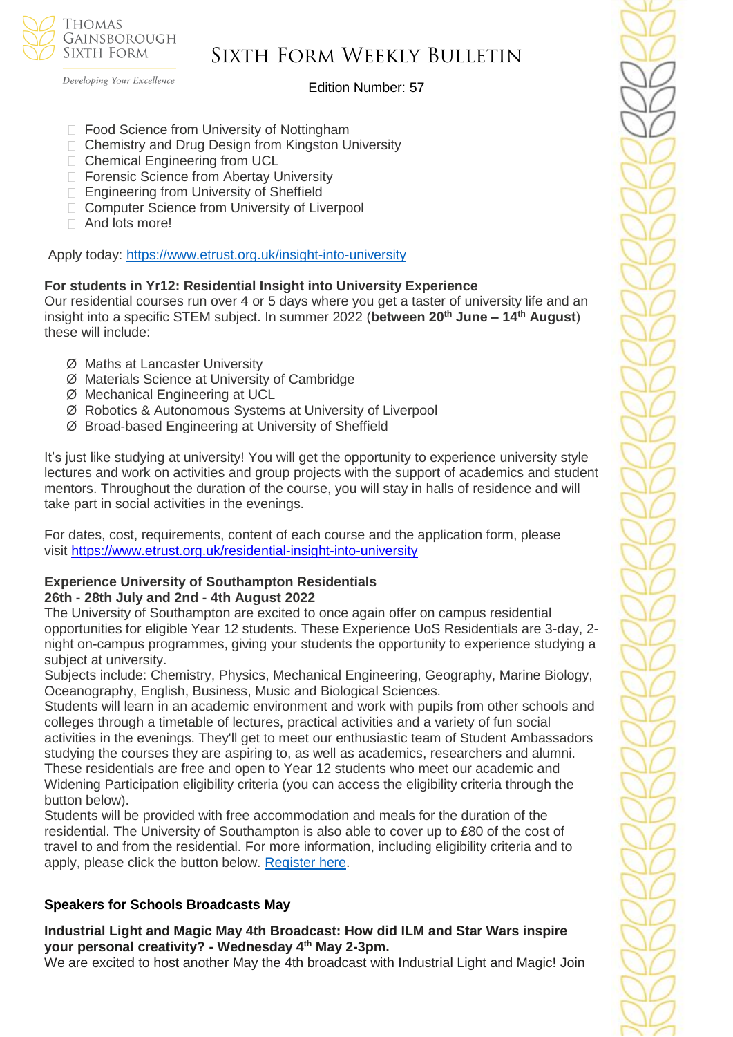- Food Science from University of Nottingham
- Chemistry and Drug Design from Kingston University
- Chemical Engineering from UCL
- Forensic Science from Abertay University
- Engineering from University of Sheffield
- Computer Science from University of Liverpool
- And lots more!

Apply today: https://www.etrust.org.uk/insight-into-university

**For students in Yr12: Residential Insight into University Experience**

Our residential courses run over 4 or 5 days where you get a taster of university life and an insight into a specific STEM subject. In summer 2022 (**between 20th June – 14th August**) these will include:

- Maths at Lancaster University
- Materials Science at University of Cambridge
- Mechanical Engineering at UCL
- Robotics & Autonomous Systems at University of Liverpool
- Broad-based Engineering at University of Sheffield

It's just like studying at university! You will get the opportunity to experience university style lectures and work on activities and group projects with the support of academics and student mentors. Throughout the duration of the course, you will stay in halls of residence and will take part in social activities in the evenings.

For dates, cost, requirements, content of each course and the application form, please visit https://www.etrust.org.uk/residential-insight-into-university

**Experience University of Southampton Residentials**
**26th - 28th July and 2nd - 4th August 2022**

The University of Southampton are excited to once again offer on campus residential opportunities for eligible Year 12 students. These Experience UoS Residentials are 3-day, 2-night on-campus programmes, giving your students the opportunity to experience studying a subject at university.

Subjects include: Chemistry, Physics, Mechanical Engineering, Geography, Marine Biology, Oceanography, English, Business, Music and Biological Sciences.

Students will learn in an academic environment and work with pupils from other schools and colleges through a timetable of lectures, practical activities and a variety of fun social activities in the evenings. They'll get to meet our enthusiastic team of Student Ambassadors studying the courses they are aspiring to, as well as academics, researchers and alumni.

These residentials are free and open to Year 12 students who meet our academic and Widening Participation eligibility criteria (you can access the eligibility criteria through the button below).

Students will be provided with free accommodation and meals for the duration of the residential. The University of Southampton is also able to cover up to £80 of the cost of travel to and from the residential. For more information, including eligibility criteria and to apply, please click the button below. Register here.

**Speakers for Schools Broadcasts May**

**Industrial Light and Magic May 4th Broadcast: How did ILM and Star Wars inspire your personal creativity? - Wednesday 4th May 2-3pm.**

We are excited to host another May the 4th broadcast with Industrial Light and Magic! Join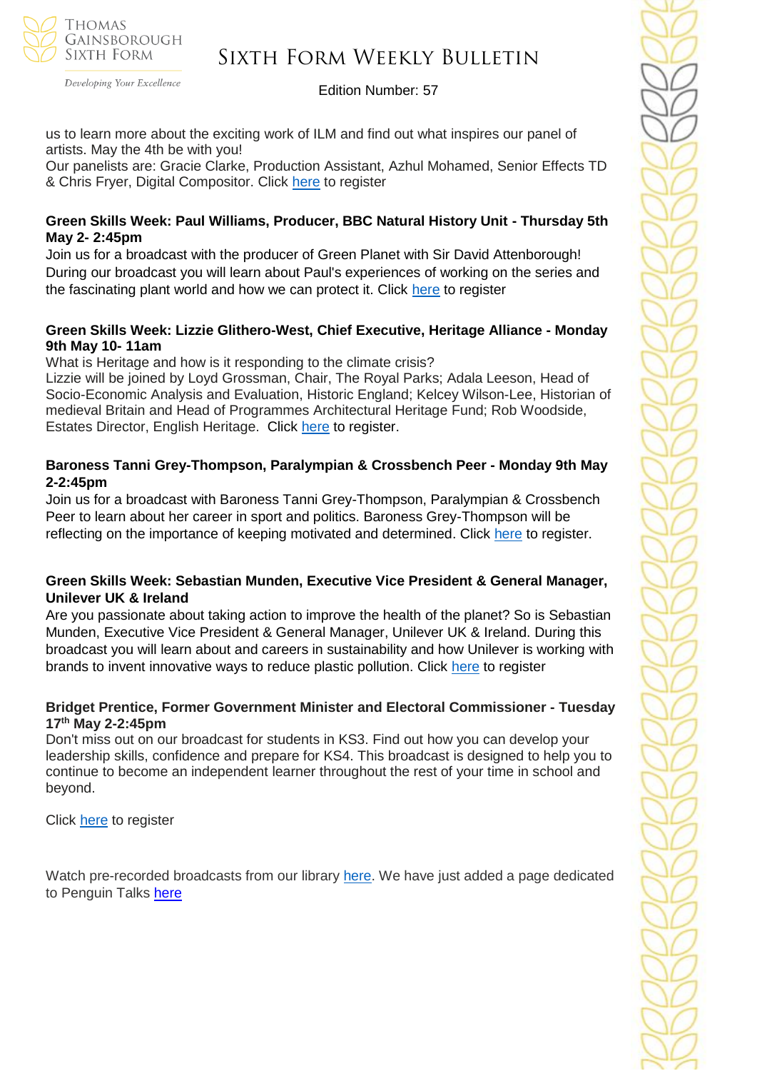us to learn more about the exciting work of ILM and find out what inspires our panel of artists. May the 4th be with you!
Our panelists are: Gracie Clarke, Production Assistant, Azhul Mohamed, Senior Effects TD & Chris Fryer, Digital Compositor. Click here to register

**Green Skills Week: Paul Williams, Producer, BBC Natural History Unit - Thursday 5th May 2- 2:45pm**
Join us for a broadcast with the producer of Green Planet with Sir David Attenborough! During our broadcast you will learn about Paul's experiences of working on the series and the fascinating plant world and how we can protect it. Click here to register

**Green Skills Week: Lizzie Glithero-West, Chief Executive, Heritage Alliance - Monday 9th May 10- 11am**
What is Heritage and how is it responding to the climate crisis?
Lizzie will be joined by Loyd Grossman, Chair, The Royal Parks; Adala Leeson, Head of Socio-Economic Analysis and Evaluation, Historic England; Kelcey Wilson-Lee, Historian of medieval Britain and Head of Programmes Architectural Heritage Fund; Rob Woodside, Estates Director, English Heritage. Click here to register.

**Baroness Tanni Grey-Thompson, Paralympian & Crossbench Peer - Monday 9th May 2-2:45pm**
Join us for a broadcast with Baroness Tanni Grey-Thompson, Paralympian & Crossbench Peer to learn about her career in sport and politics. Baroness Grey-Thompson will be reflecting on the importance of keeping motivated and determined. Click here to register.

**Green Skills Week: Sebastian Munden, Executive Vice President & General Manager, Unilever UK & Ireland**
Are you passionate about taking action to improve the health of the planet? So is Sebastian Munden, Executive Vice President & General Manager, Unilever UK & Ireland. During this broadcast you will learn about and careers in sustainability and how Unilever is working with brands to invent innovative ways to reduce plastic pollution. Click here to register

**Bridget Prentice, Former Government Minister and Electoral Commissioner - Tuesday 17th May 2-2:45pm**
Don't miss out on our broadcast for students in KS3. Find out how you can develop your leadership skills, confidence and prepare for KS4. This broadcast is designed to help you to continue to become an independent learner throughout the rest of your time in school and beyond.

Click here to register

Watch pre-recorded broadcasts from our library here. We have just added a page dedicated to Penguin Talks here